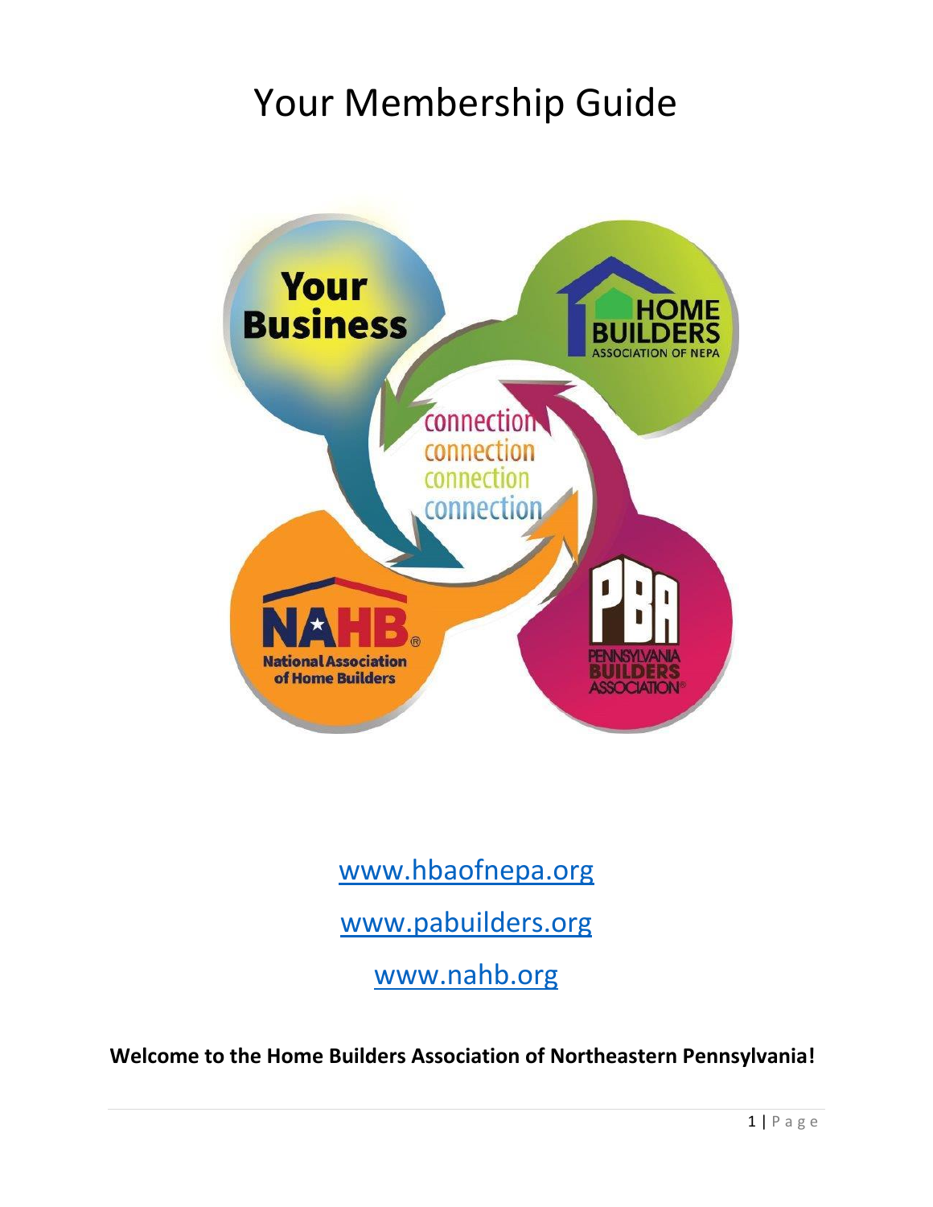# Your Membership Guide

Your Business

HOME BUILDERS ASSOCIATION OF NEPA

connection
connection
connection
connection

NAHB National Association of Home Builders

PBA PENNSYLVANIA BUILDERS ASSOCIATION

www.hbaofnepa.org

www.pabuilders.org

www.nahb.org

**Welcome to the Home Builders Association of Northeastern Pennsylvania!**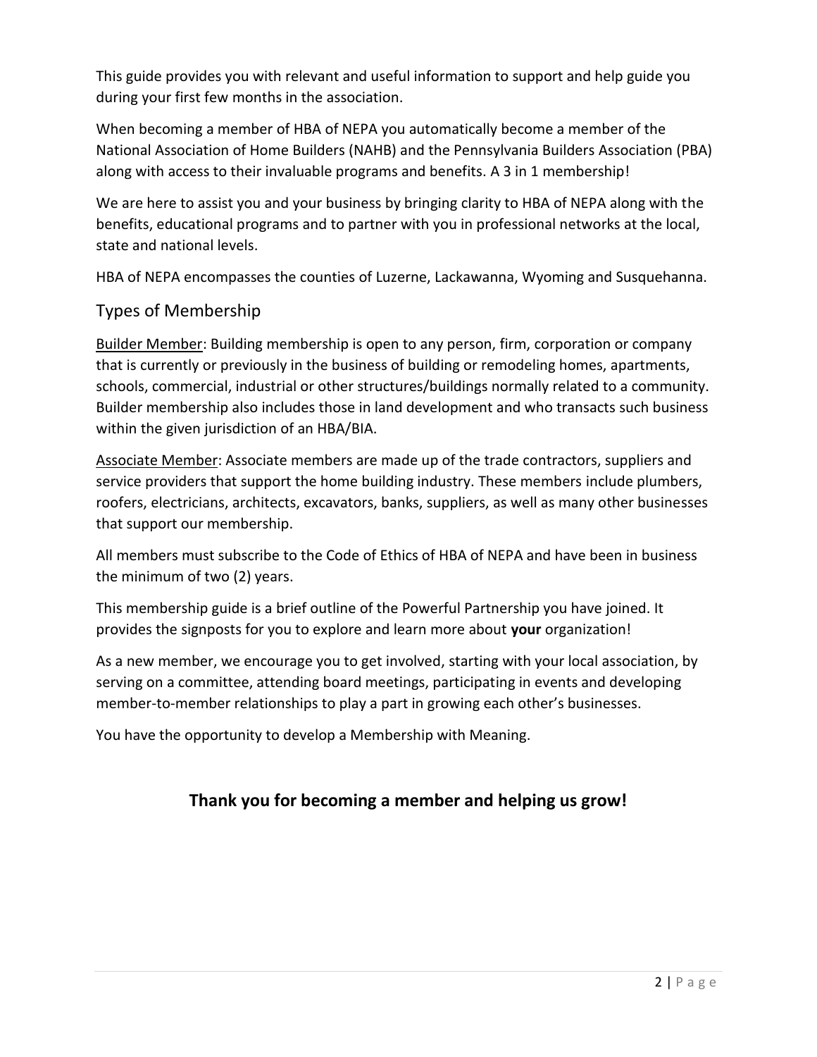This guide provides you with relevant and useful information to support and help guide you during your first few months in the association.

When becoming a member of HBA of NEPA you automatically become a member of the National Association of Home Builders (NAHB) and the Pennsylvania Builders Association (PBA) along with access to their invaluable programs and benefits. A 3 in 1 membership!

We are here to assist you and your business by bringing clarity to HBA of NEPA along with the benefits, educational programs and to partner with you in professional networks at the local, state and national levels.

HBA of NEPA encompasses the counties of Luzerne, Lackawanna, Wyoming and Susquehanna.

## Types of Membership

<u>Builder Member</u>: Building membership is open to any person, firm, corporation or company that is currently or previously in the business of building or remodeling homes, apartments, schools, commercial, industrial or other structures/buildings normally related to a community. Builder membership also includes those in land development and who transacts such business within the given jurisdiction of an HBA/BIA.

<u>Associate Member</u>: Associate members are made up of the trade contractors, suppliers and service providers that support the home building industry. These members include plumbers, roofers, electricians, architects, excavators, banks, suppliers, as well as many other businesses that support our membership.

All members must subscribe to the Code of Ethics of HBA of NEPA and have been in business the minimum of two (2) years.

This membership guide is a brief outline of the Powerful Partnership you have joined. It provides the signposts for you to explore and learn more about **your** organization!

As a new member, we encourage you to get involved, starting with your local association, by serving on a committee, attending board meetings, participating in events and developing member-to-member relationships to play a part in growing each other's businesses.

You have the opportunity to develop a Membership with Meaning.

**Thank you for becoming a member and helping us grow!**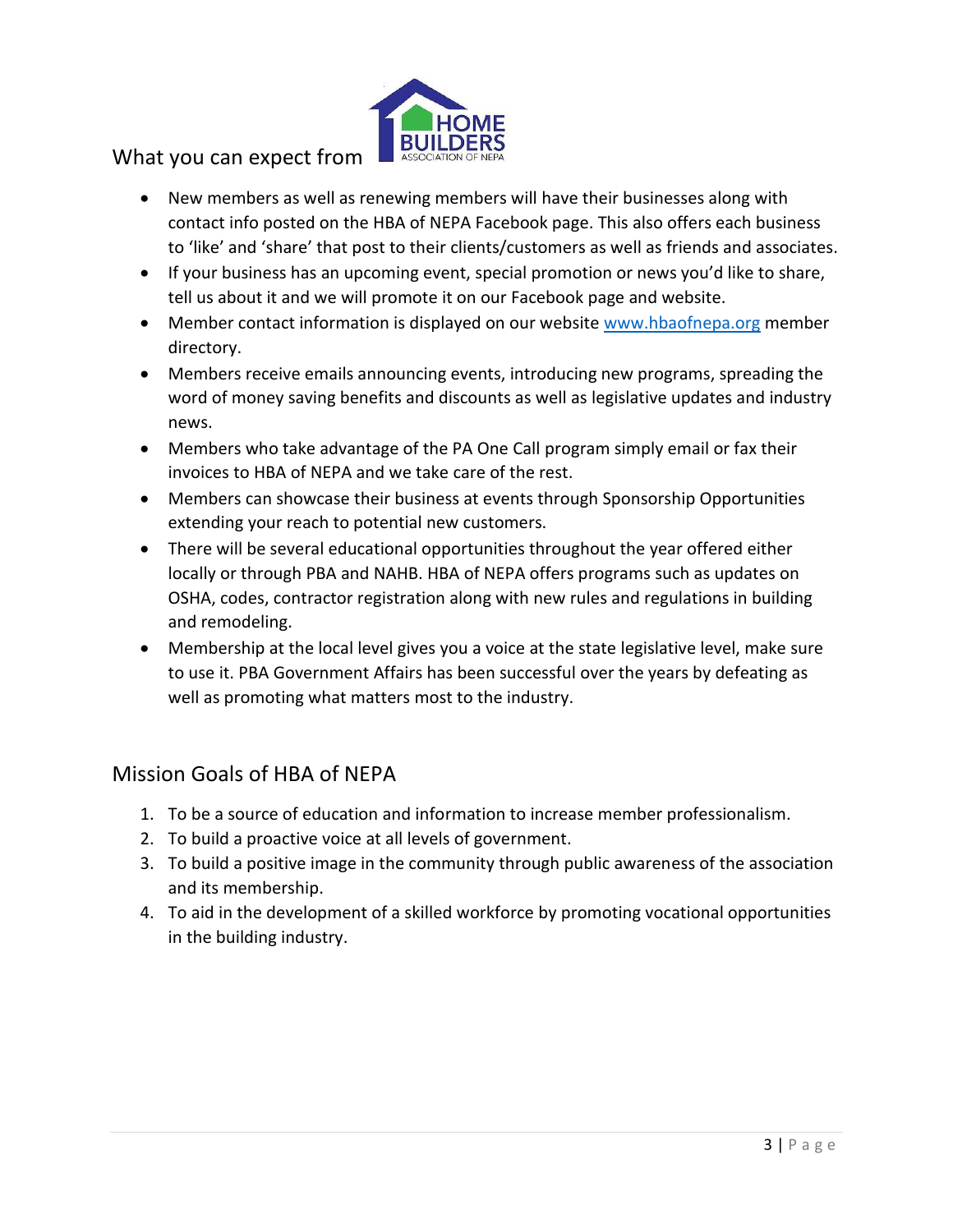## What you can expect from HOME BUILDERS ASSOCIATION OF NEPA

- New members as well as renewing members will have their businesses along with contact info posted on the HBA of NEPA Facebook page. This also offers each business to 'like' and 'share' that post to their clients/customers as well as friends and associates.
- If your business has an upcoming event, special promotion or news you'd like to share, tell us about it and we will promote it on our Facebook page and website.
- Member contact information is displayed on our website www.hbaofnepa.org member directory.
- Members receive emails announcing events, introducing new programs, spreading the word of money saving benefits and discounts as well as legislative updates and industry news.
- Members who take advantage of the PA One Call program simply email or fax their invoices to HBA of NEPA and we take care of the rest.
- Members can showcase their business at events through Sponsorship Opportunities extending your reach to potential new customers.
- There will be several educational opportunities throughout the year offered either locally or through PBA and NAHB. HBA of NEPA offers programs such as updates on OSHA, codes, contractor registration along with new rules and regulations in building and remodeling.
- Membership at the local level gives you a voice at the state legislative level, make sure to use it. PBA Government Affairs has been successful over the years by defeating as well as promoting what matters most to the industry.

## Mission Goals of HBA of NEPA

1. To be a source of education and information to increase member professionalism.
2. To build a proactive voice at all levels of government.
3. To build a positive image in the community through public awareness of the association and its membership.
4. To aid in the development of a skilled workforce by promoting vocational opportunities in the building industry.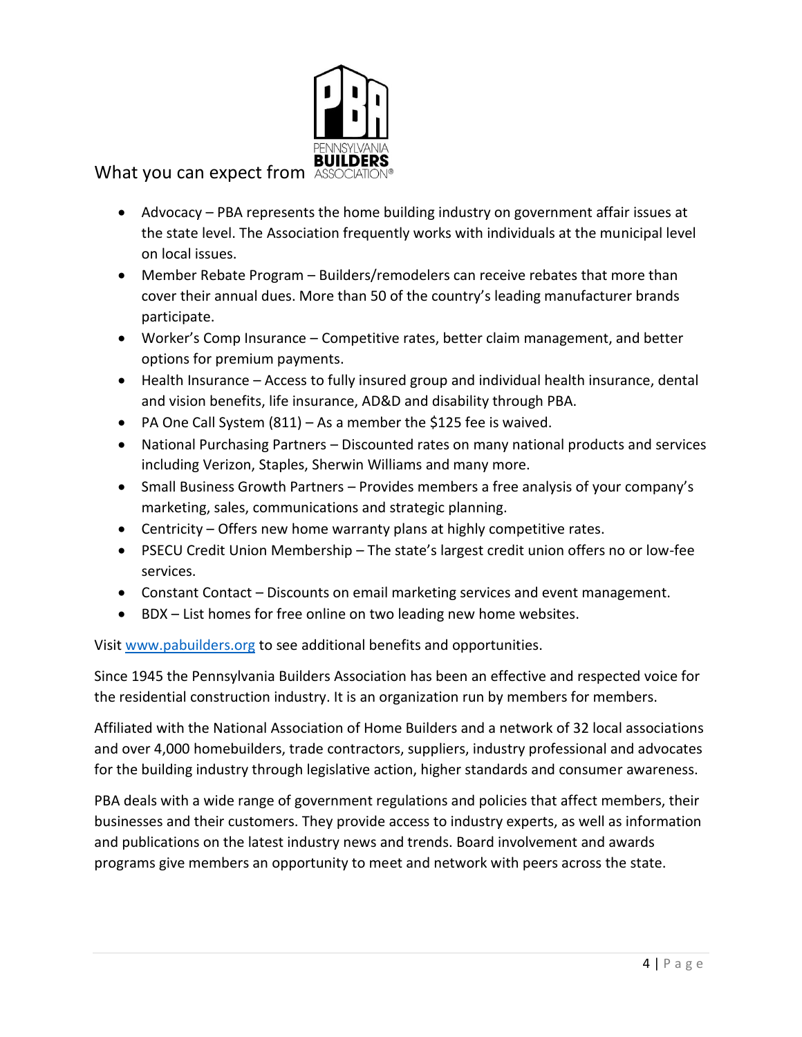## What you can expect from PENNSYLVANIA BUILDERS ASSOCIATION

- Advocacy – PBA represents the home building industry on government affair issues at the state level. The Association frequently works with individuals at the municipal level on local issues.
- Member Rebate Program – Builders/remodelers can receive rebates that more than cover their annual dues. More than 50 of the country's leading manufacturer brands participate.
- Worker's Comp Insurance – Competitive rates, better claim management, and better options for premium payments.
- Health Insurance – Access to fully insured group and individual health insurance, dental and vision benefits, life insurance, AD&D and disability through PBA.
- PA One Call System (811) – As a member the $125 fee is waived.
- National Purchasing Partners – Discounted rates on many national products and services including Verizon, Staples, Sherwin Williams and many more.
- Small Business Growth Partners – Provides members a free analysis of your company's marketing, sales, communications and strategic planning.
- Centricity – Offers new home warranty plans at highly competitive rates.
- PSECU Credit Union Membership – The state's largest credit union offers no or low-fee services.
- Constant Contact – Discounts on email marketing services and event management.
- BDX – List homes for free online on two leading new home websites.

Visit [www.pabuilders.org](http://www.pabuilders.org) to see additional benefits and opportunities.

Since 1945 the Pennsylvania Builders Association has been an effective and respected voice for the residential construction industry. It is an organization run by members for members.

Affiliated with the National Association of Home Builders and a network of 32 local associations and over 4,000 homebuilders, trade contractors, suppliers, industry professional and advocates for the building industry through legislative action, higher standards and consumer awareness.

PBA deals with a wide range of government regulations and policies that affect members, their businesses and their customers. They provide access to industry experts, as well as information and publications on the latest industry news and trends. Board involvement and awards programs give members an opportunity to meet and network with peers across the state.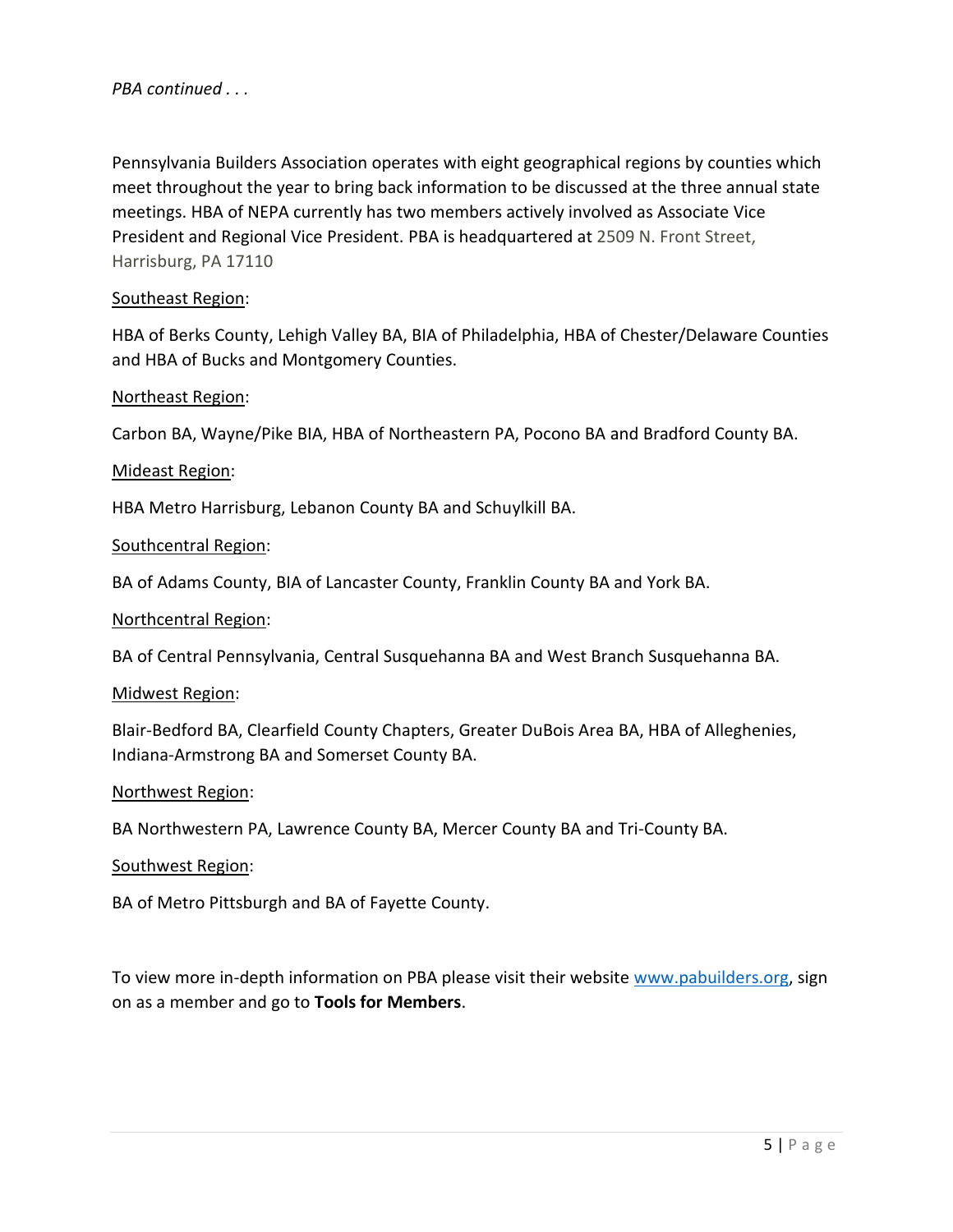*PBA continued . . .*

Pennsylvania Builders Association operates with eight geographical regions by counties which meet throughout the year to bring back information to be discussed at the three annual state meetings. HBA of NEPA currently has two members actively involved as Associate Vice President and Regional Vice President. PBA is headquartered at 2509 N. Front Street, Harrisburg, PA 17110

<u>Southeast Region</u>:

HBA of Berks County, Lehigh Valley BA, BIA of Philadelphia, HBA of Chester/Delaware Counties and HBA of Bucks and Montgomery Counties.

<u>Northeast Region</u>:

Carbon BA, Wayne/Pike BIA, HBA of Northeastern PA, Pocono BA and Bradford County BA.

<u>Mideast Region</u>:

HBA Metro Harrisburg, Lebanon County BA and Schuylkill BA.

<u>Southcentral Region</u>:

BA of Adams County, BIA of Lancaster County, Franklin County BA and York BA.

<u>Northcentral Region</u>:

BA of Central Pennsylvania, Central Susquehanna BA and West Branch Susquehanna BA.

<u>Midwest Region</u>:

Blair-Bedford BA, Clearfield County Chapters, Greater DuBois Area BA, HBA of Alleghenies, Indiana-Armstrong BA and Somerset County BA.

<u>Northwest Region</u>:

BA Northwestern PA, Lawrence County BA, Mercer County BA and Tri-County BA.

<u>Southwest Region</u>:

BA of Metro Pittsburgh and BA of Fayette County.

To view more in-depth information on PBA please visit their website [www.pabuilders.org](http://www.pabuilders.org), sign on as a member and go to **Tools for Members**.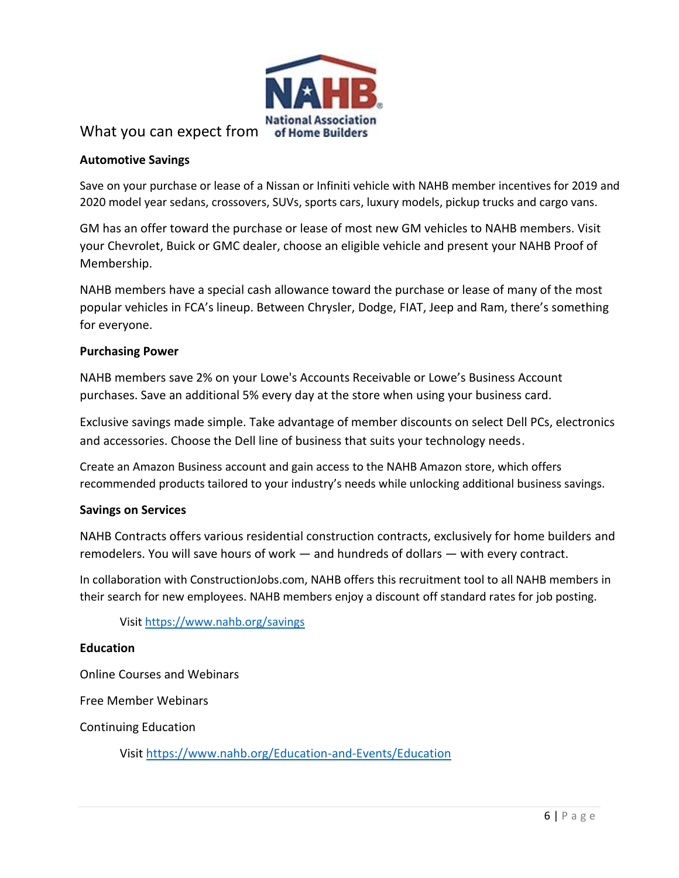What you can expect from NAHB National Association of Home Builders

**Automotive Savings**

Save on your purchase or lease of a Nissan or Infiniti vehicle with NAHB member incentives for 2019 and 2020 model year sedans, crossovers, SUVs, sports cars, luxury models, pickup trucks and cargo vans.

GM has an offer toward the purchase or lease of most new GM vehicles to NAHB members. Visit your Chevrolet, Buick or GMC dealer, choose an eligible vehicle and present your NAHB Proof of Membership.

NAHB members have a special cash allowance toward the purchase or lease of many of the most popular vehicles in FCA's lineup. Between Chrysler, Dodge, FIAT, Jeep and Ram, there's something for everyone.

**Purchasing Power**

NAHB members save 2% on your Lowe's Accounts Receivable or Lowe's Business Account purchases. Save an additional 5% every day at the store when using your business card.

Exclusive savings made simple. Take advantage of member discounts on select Dell PCs, electronics and accessories. Choose the Dell line of business that suits your technology needs.

Create an Amazon Business account and gain access to the NAHB Amazon store, which offers recommended products tailored to your industry's needs while unlocking additional business savings.

**Savings on Services**

NAHB Contracts offers various residential construction contracts, exclusively for home builders and remodelers. You will save hours of work — and hundreds of dollars — with every contract.

In collaboration with ConstructionJobs.com, NAHB offers this recruitment tool to all NAHB members in their search for new employees. NAHB members enjoy a discount off standard rates for job posting.

Visit https://www.nahb.org/savings

**Education**

Online Courses and Webinars

Free Member Webinars

Continuing Education

Visit https://www.nahb.org/Education-and-Events/Education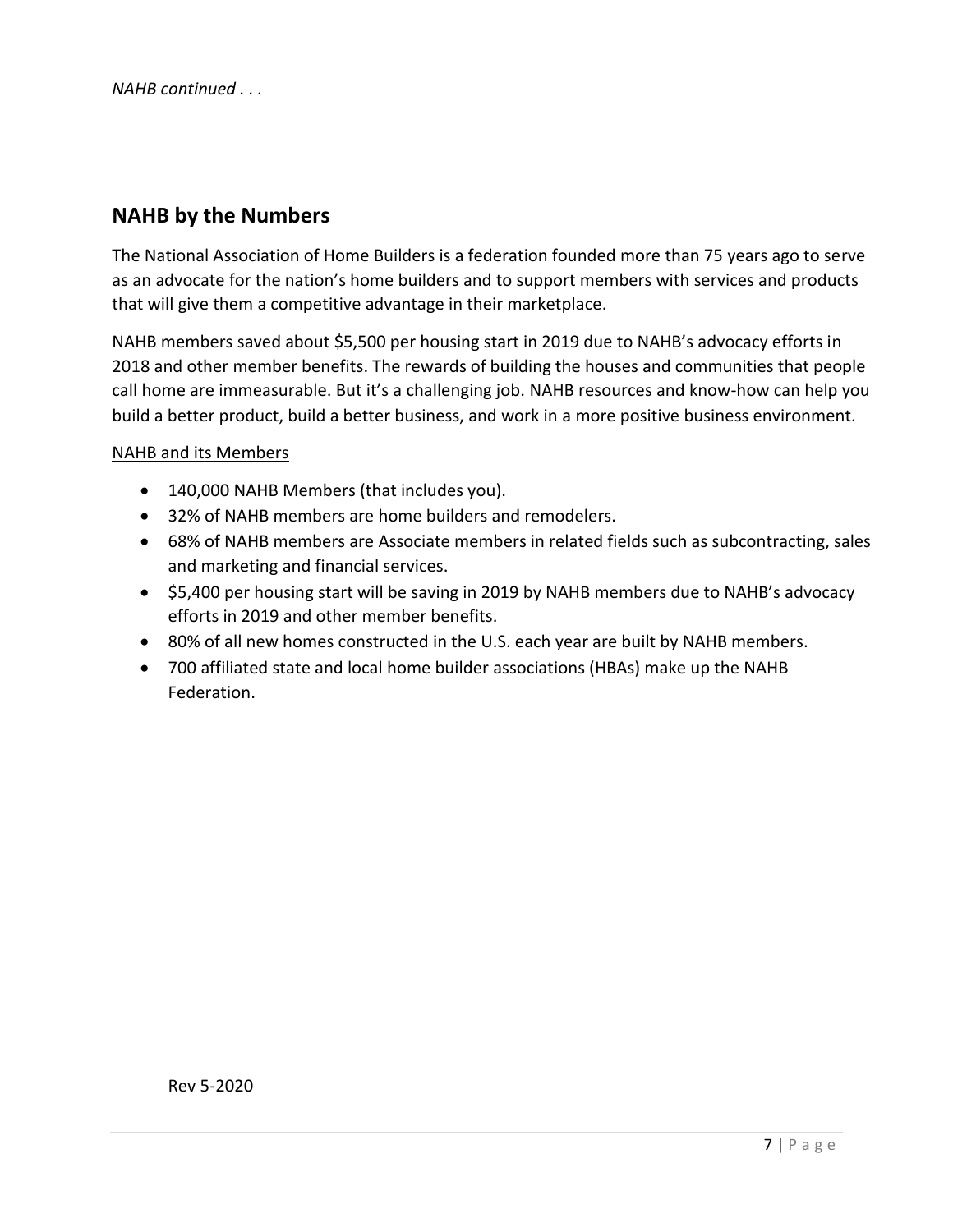*NAHB continued . . .*

## NAHB by the Numbers

The National Association of Home Builders is a federation founded more than 75 years ago to serve as an advocate for the nation's home builders and to support members with services and products that will give them a competitive advantage in their marketplace.

NAHB members saved about $5,500 per housing start in 2019 due to NAHB's advocacy efforts in 2018 and other member benefits. The rewards of building the houses and communities that people call home are immeasurable. But it's a challenging job. NAHB resources and know-how can help you build a better product, build a better business, and work in a more positive business environment.

<u>NAHB and its Members</u>

- 140,000 NAHB Members (that includes you).
- 32% of NAHB members are home builders and remodelers.
- 68% of NAHB members are Associate members in related fields such as subcontracting, sales and marketing and financial services.
- $5,400 per housing start will be saving in 2019 by NAHB members due to NAHB's advocacy efforts in 2019 and other member benefits.
- 80% of all new homes constructed in the U.S. each year are built by NAHB members.
- 700 affiliated state and local home builder associations (HBAs) make up the NAHB Federation.

Rev 5-2020